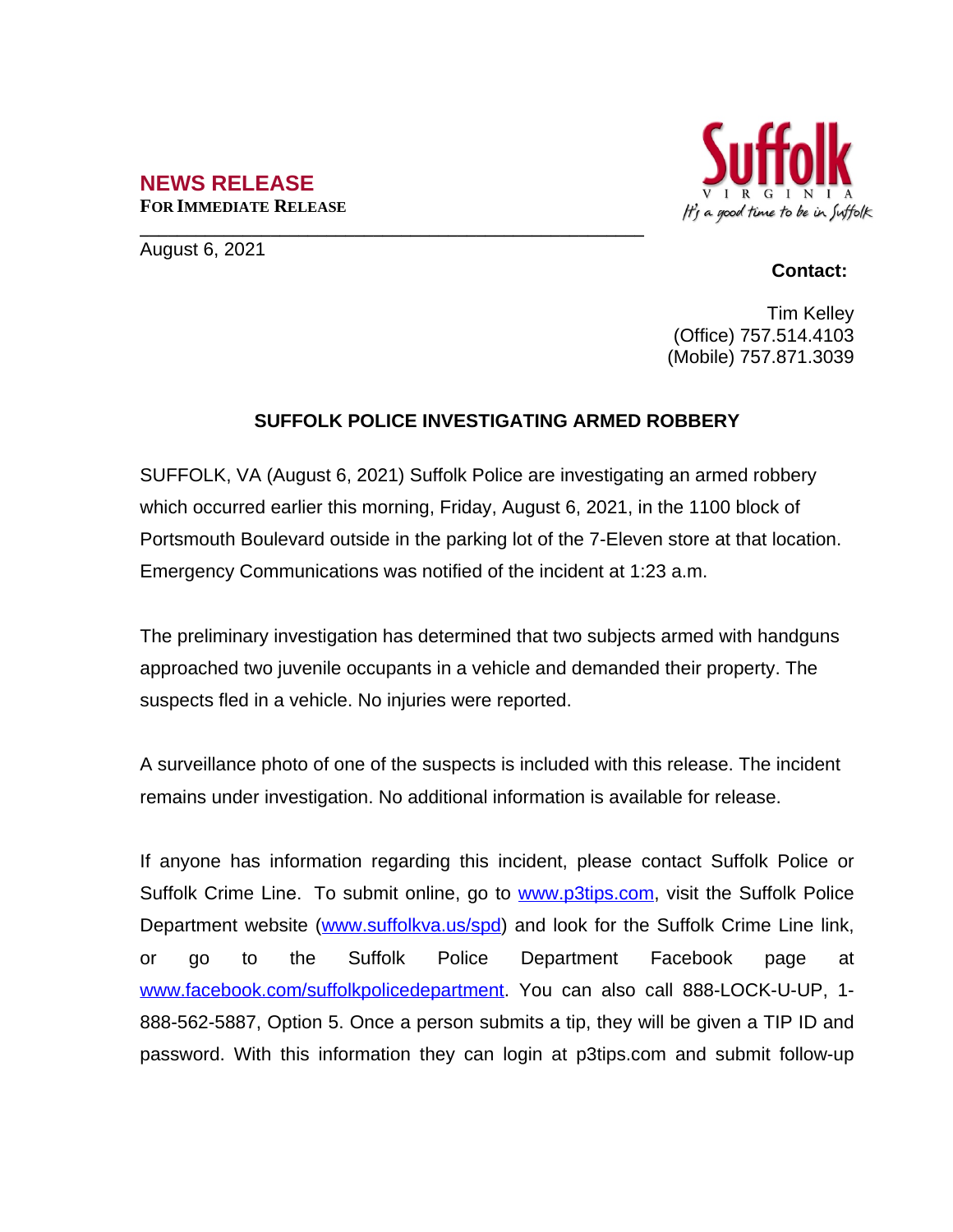# NEWS RELEASE

**FOR IMMEDIATE RELEASE**

Suffolk
VIRGINIA
It's a good time to be in Suffolk

August 6, 2021

**Contact:**

Tim Kelley
(Office) 757.514.4103
(Mobile) 757.871.3039

## SUFFOLK POLICE INVESTIGATING ARMED ROBBERY

SUFFOLK, VA (August 6, 2021) Suffolk Police are investigating an armed robbery which occurred earlier this morning, Friday, August 6, 2021, in the 1100 block of Portsmouth Boulevard outside in the parking lot of the 7-Eleven store at that location. Emergency Communications was notified of the incident at 1:23 a.m.

The preliminary investigation has determined that two subjects armed with handguns approached two juvenile occupants in a vehicle and demanded their property. The suspects fled in a vehicle. No injuries were reported.

A surveillance photo of one of the suspects is included with this release. The incident remains under investigation. No additional information is available for release.

If anyone has information regarding this incident, please contact Suffolk Police or Suffolk Crime Line. To submit online, go to [www.p3tips.com](http://www.p3tips.com), visit the Suffolk Police Department website ([www.suffolkva.us/spd](http://www.suffolkva.us/spd)) and look for the Suffolk Crime Line link, or go to the Suffolk Police Department Facebook page at [www.facebook.com/suffolkpolicedepartment](http://www.facebook.com/suffolkpolicedepartment). You can also call 888-LOCK-U-UP, 1-888-562-5887, Option 5. Once a person submits a tip, they will be given a TIP ID and password. With this information they can login at p3tips.com and submit follow-up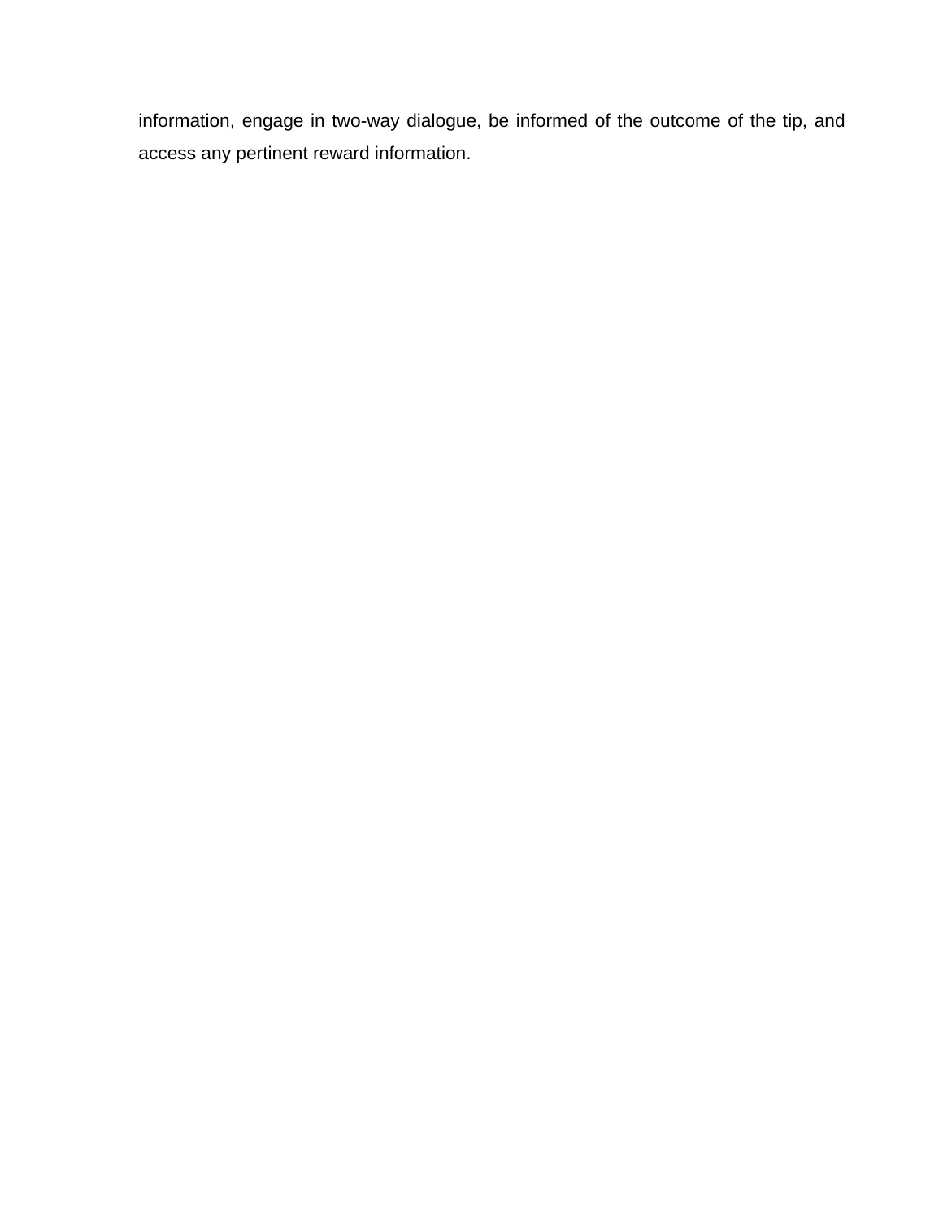information, engage in two-way dialogue, be informed of the outcome of the tip, and access any pertinent reward information.